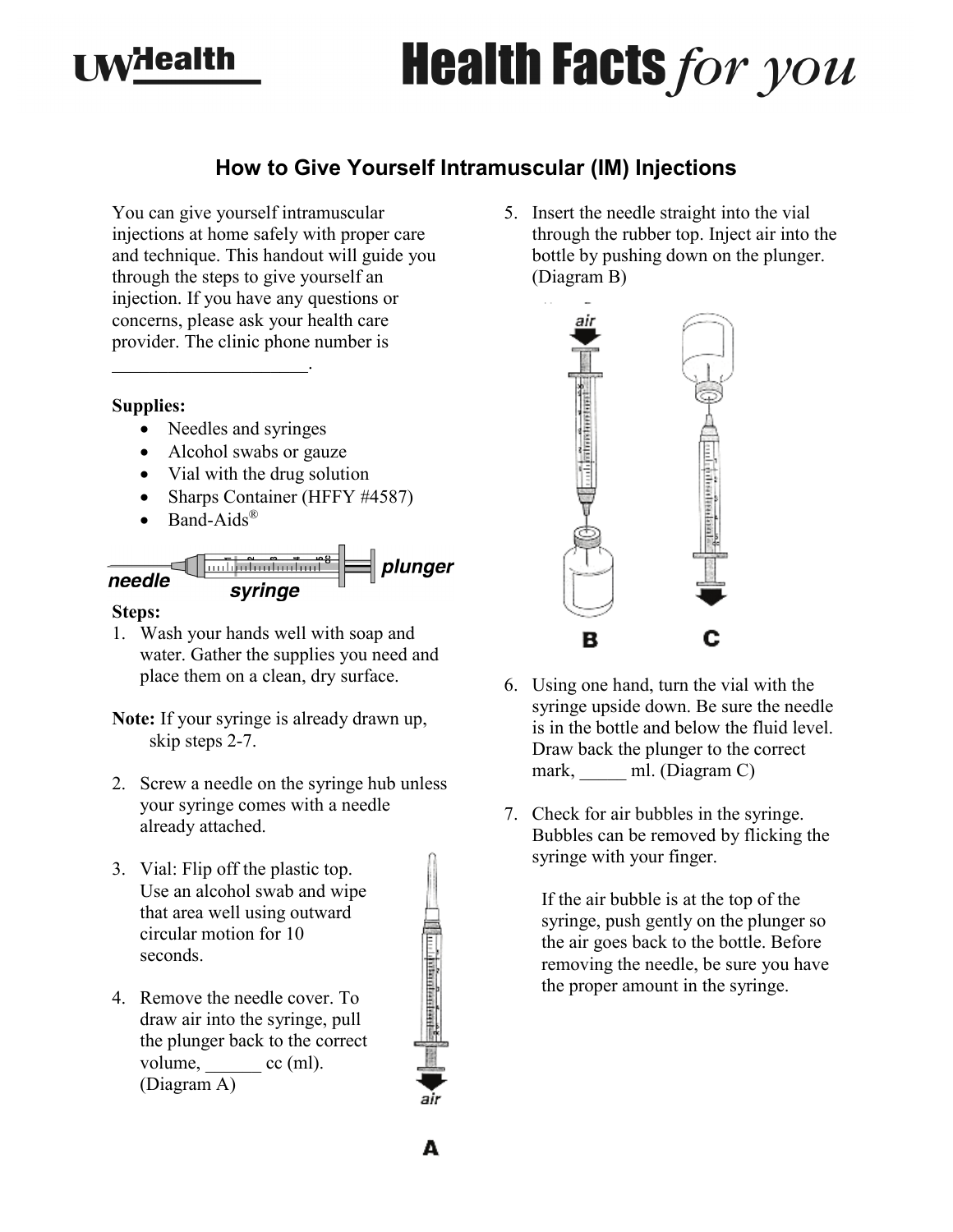# How to Give Yourself Intramuscular (IM) Injections

You can give yourself intramuscular injections at home safely with proper care and technique. This handout will guide you through the steps to give yourself an injection. If you have any questions or concerns, please ask your health care provider. The clinic phone number is ____________________.

**Supplies:**

- Needles and syringes
- Alcohol swabs or gauze
- Vial with the drug solution
- Sharps Container (HFFY #4587)
- Band-Aids®

**Steps:**

1. Wash your hands well with soap and water. Gather the supplies you need and place them on a clean, dry surface.

**Note:** If your syringe is already drawn up, skip steps 2-7.

2. Screw a needle on the syringe hub unless your syringe comes with a needle already attached.

3. Vial: Flip off the plastic top. Use an alcohol swab and wipe that area well using outward circular motion for 10 seconds.

4. Remove the needle cover. To draw air into the syringe, pull the plunger back to the correct volume, ______ cc (ml). (Diagram A)

5. Insert the needle straight into the vial through the rubber top. Inject air into the bottle by pushing down on the plunger. (Diagram B)

6. Using one hand, turn the vial with the syringe upside down. Be sure the needle is in the bottle and below the fluid level. Draw back the plunger to the correct mark, _____ ml. (Diagram C)

7. Check for air bubbles in the syringe. Bubbles can be removed by flicking the syringe with your finger.

   If the air bubble is at the top of the syringe, push gently on the plunger so the air goes back to the bottle. Before removing the needle, be sure you have the proper amount in the syringe.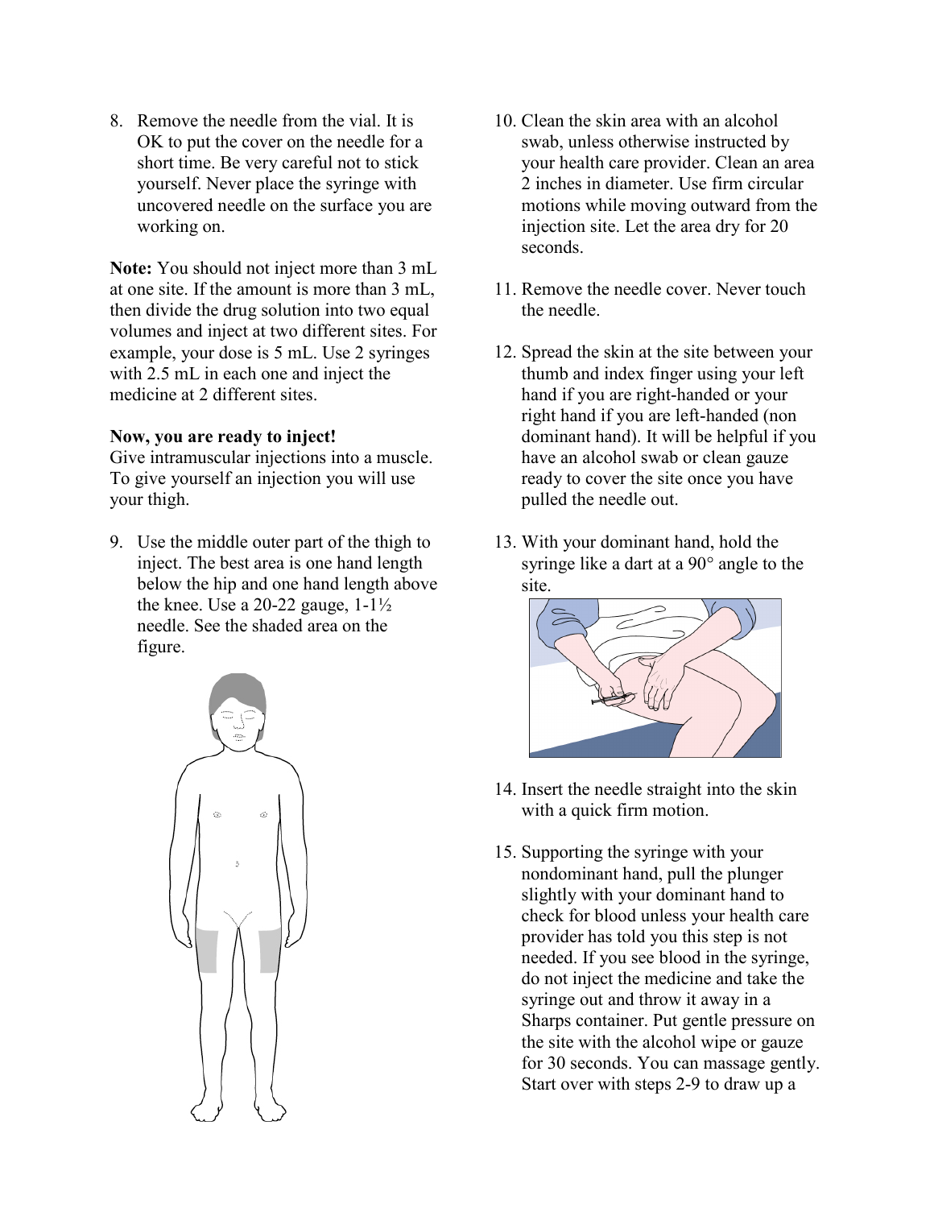8. Remove the needle from the vial. It is OK to put the cover on the needle for a short time. Be very careful not to stick yourself. Never place the syringe with uncovered needle on the surface you are working on.

**Note:** You should not inject more than 3 mL at one site. If the amount is more than 3 mL, then divide the drug solution into two equal volumes and inject at two different sites. For example, your dose is 5 mL. Use 2 syringes with 2.5 mL in each one and inject the medicine at 2 different sites.

**Now, you are ready to inject!**
Give intramuscular injections into a muscle. To give yourself an injection you will use your thigh.

9. Use the middle outer part of the thigh to inject. The best area is one hand length below the hip and one hand length above the knee. Use a 20-22 gauge, 1-1½ needle. See the shaded area on the figure.

10. Clean the skin area with an alcohol swab, unless otherwise instructed by your health care provider. Clean an area 2 inches in diameter. Use firm circular motions while moving outward from the injection site. Let the area dry for 20 seconds.

11. Remove the needle cover. Never touch the needle.

12. Spread the skin at the site between your thumb and index finger using your left hand if you are right-handed or your right hand if you are left-handed (non dominant hand). It will be helpful if you have an alcohol swab or clean gauze ready to cover the site once you have pulled the needle out.

13. With your dominant hand, hold the syringe like a dart at a 90° angle to the site.

14. Insert the needle straight into the skin with a quick firm motion.

15. Supporting the syringe with your nondominant hand, pull the plunger slightly with your dominant hand to check for blood unless your health care provider has told you this step is not needed. If you see blood in the syringe, do not inject the medicine and take the syringe out and throw it away in a Sharps container. Put gentle pressure on the site with the alcohol wipe or gauze for 30 seconds. You can massage gently. Start over with steps 2-9 to draw up a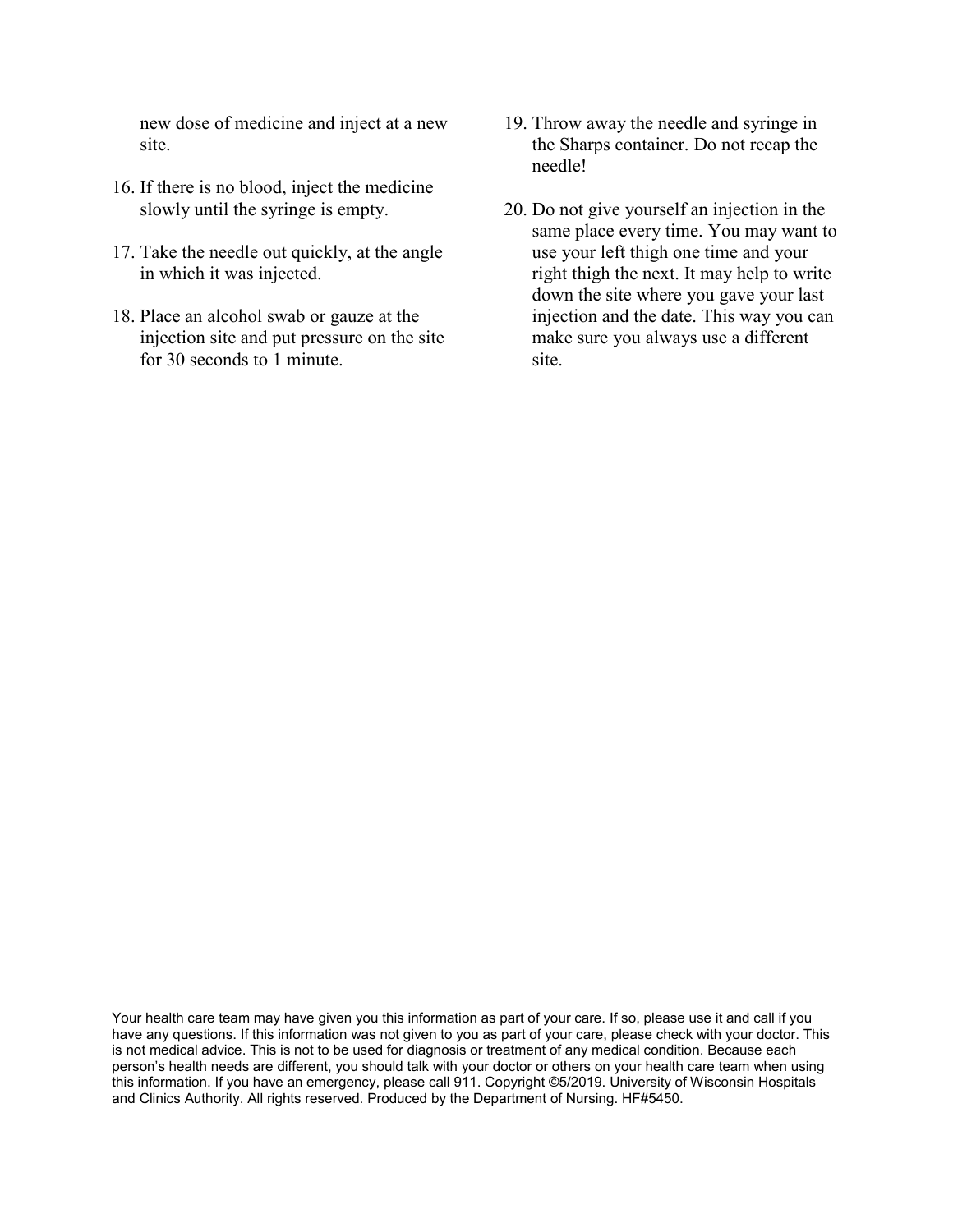new dose of medicine and inject at a new site.

16. If there is no blood, inject the medicine slowly until the syringe is empty.

17. Take the needle out quickly, at the angle in which it was injected.

18. Place an alcohol swab or gauze at the injection site and put pressure on the site for 30 seconds to 1 minute.

19. Throw away the needle and syringe in the Sharps container. Do not recap the needle!

20. Do not give yourself an injection in the same place every time. You may want to use your left thigh one time and your right thigh the next. It may help to write down the site where you gave your last injection and the date. This way you can make sure you always use a different site.

Your health care team may have given you this information as part of your care. If so, please use it and call if you have any questions. If this information was not given to you as part of your care, please check with your doctor. This is not medical advice. This is not to be used for diagnosis or treatment of any medical condition. Because each person's health needs are different, you should talk with your doctor or others on your health care team when using this information. If you have an emergency, please call 911. Copyright ©5/2019. University of Wisconsin Hospitals and Clinics Authority. All rights reserved. Produced by the Department of Nursing. HF#5450.